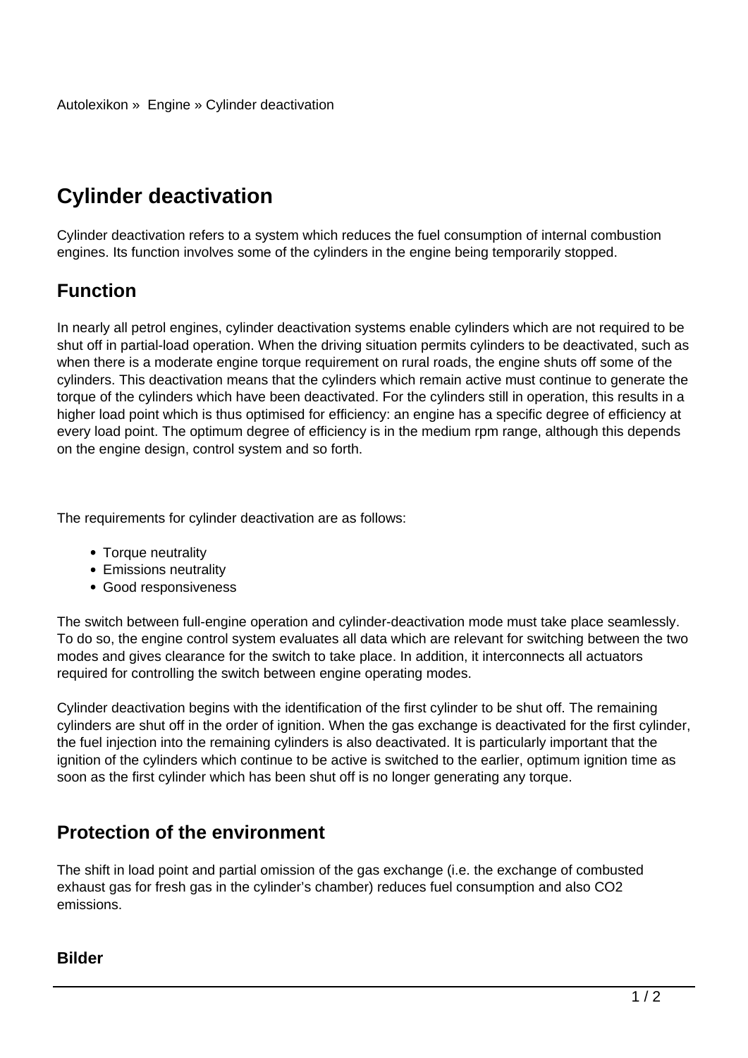Autolexikon » Engine » Cylinder deactivation

# Cylinder deactivation

Cylinder deactivation refers to a system which reduces the fuel consumption of internal combustion engines. Its function involves some of the cylinders in the engine being temporarily stopped.

## Function

In nearly all petrol engines, cylinder deactivation systems enable cylinders which are not required to be shut off in partial-load operation. When the driving situation permits cylinders to be deactivated, such as when there is a moderate engine torque requirement on rural roads, the engine shuts off some of the cylinders. This deactivation means that the cylinders which remain active must continue to generate the torque of the cylinders which have been deactivated. For the cylinders still in operation, this results in a higher load point which is thus optimised for efficiency: an engine has a specific degree of efficiency at every load point. The optimum degree of efficiency is in the medium rpm range, although this depends on the engine design, control system and so forth.

The requirements for cylinder deactivation are as follows:

- Torque neutrality
- Emissions neutrality
- Good responsiveness

The switch between full-engine operation and cylinder-deactivation mode must take place seamlessly. To do so, the engine control system evaluates all data which are relevant for switching between the two modes and gives clearance for the switch to take place. In addition, it interconnects all actuators required for controlling the switch between engine operating modes.

Cylinder deactivation begins with the identification of the first cylinder to be shut off. The remaining cylinders are shut off in the order of ignition. When the gas exchange is deactivated for the first cylinder, the fuel injection into the remaining cylinders is also deactivated. It is particularly important that the ignition of the cylinders which continue to be active is switched to the earlier, optimum ignition time as soon as the first cylinder which has been shut off is no longer generating any torque.

## Protection of the environment

The shift in load point and partial omission of the gas exchange (i.e. the exchange of combusted exhaust gas for fresh gas in the cylinder's chamber) reduces fuel consumption and also $CO_2$ emissions.

### Bilder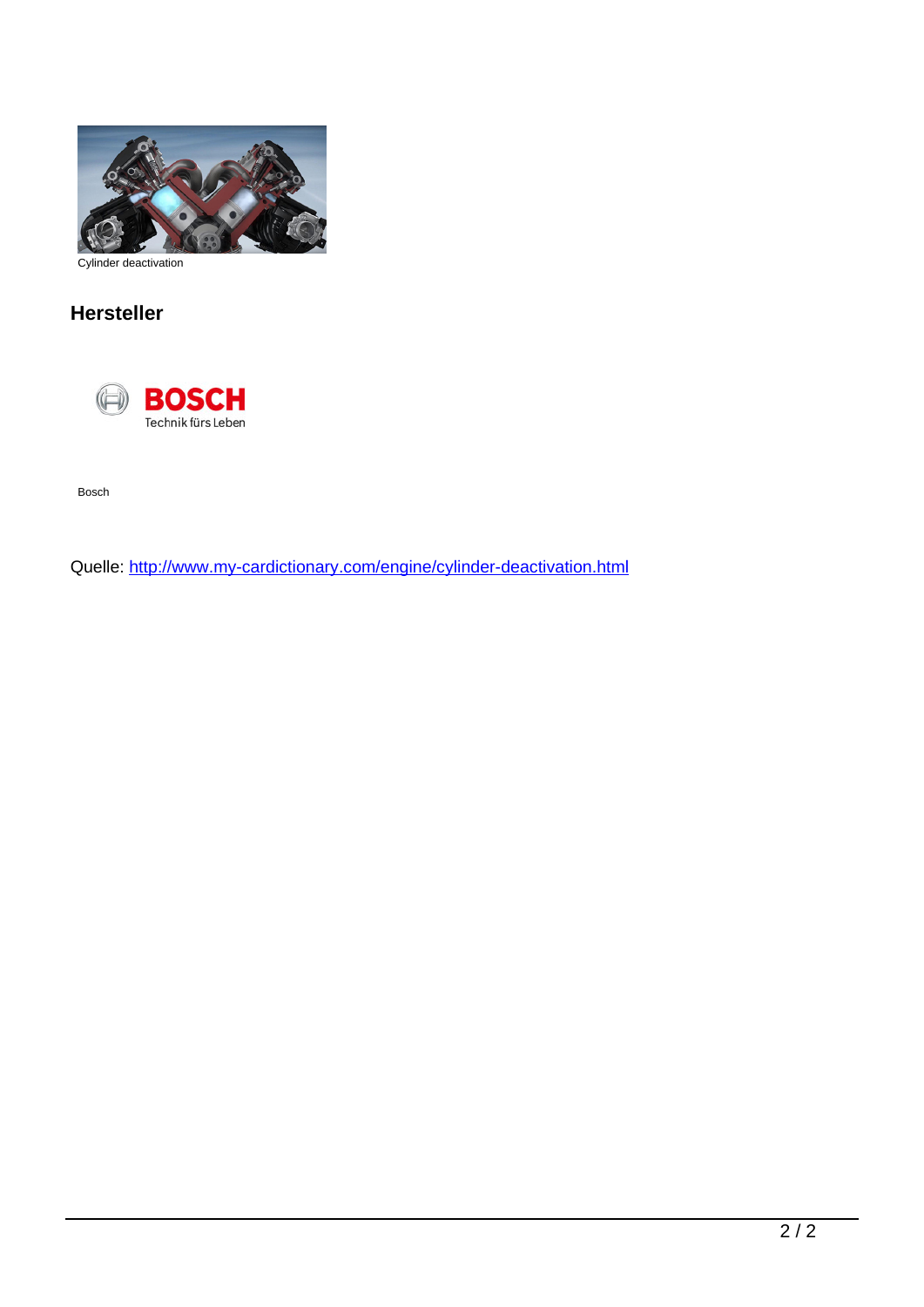Cylinder deactivation

## Hersteller

Bosch

Quelle: http://www.my-cardictionary.com/engine/cylinder-deactivation.html